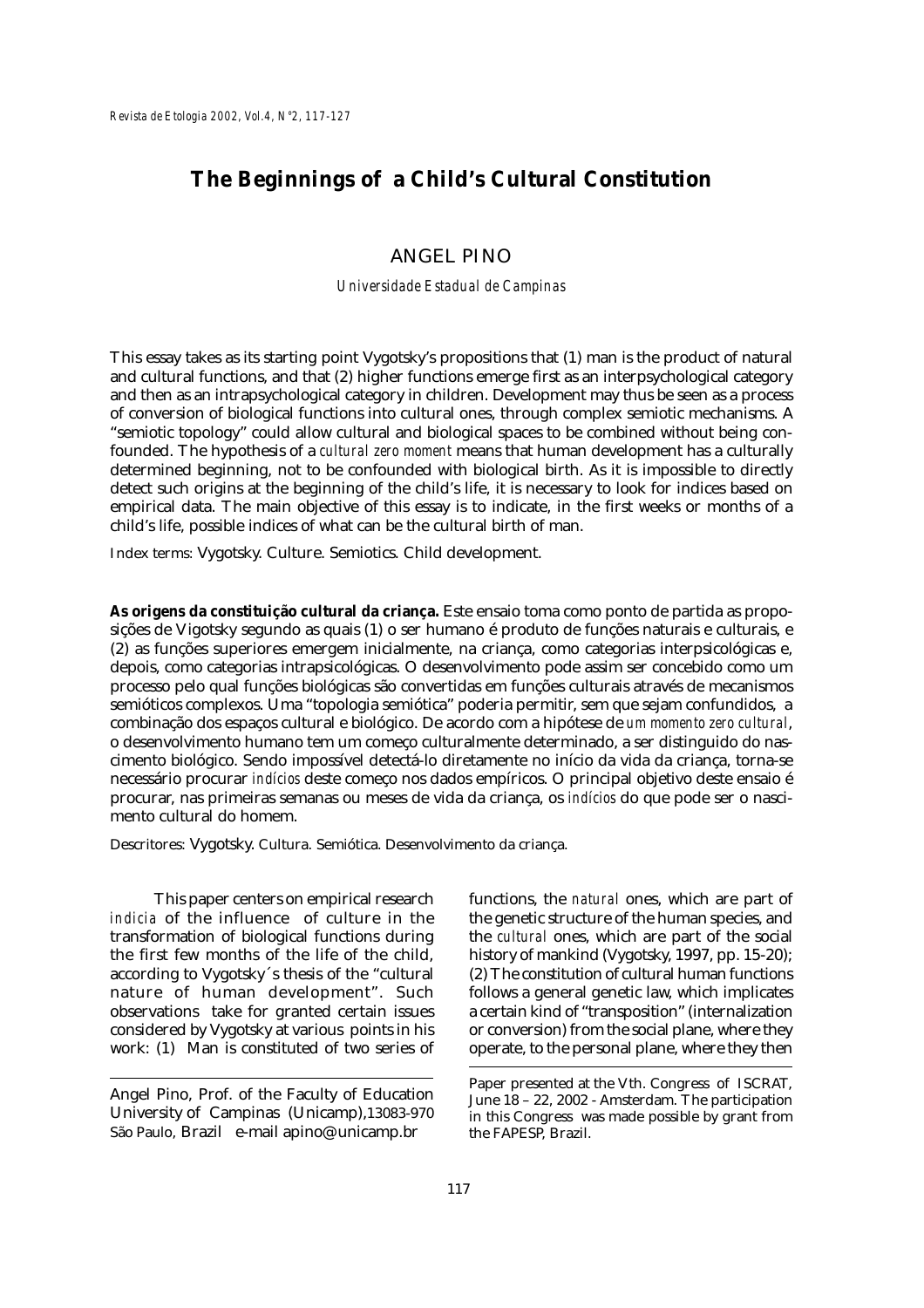# The Beginnings of a Child's Cultural Constitution

## ANGEL PINO

*Universidade Estadual de Campinas*

This essay takes as its starting point Vygotsky's propositions that (1) man is the product of natural and cultural functions, and that (2) higher functions emerge first as an interpsychological category and then as an intrapsychological category in children. Development may thus be seen as a process of conversion of biological functions into cultural ones, through complex semiotic mechanisms. A "semiotic topology" could allow cultural and biological spaces to be combined without being confounded. The hypothesis of a *cultural zero moment* means that human development has a culturally determined beginning, not to be confounded with biological birth. As it is impossible to directly detect such origins at the beginning of the child's life, it is necessary to look for indices based on empirical data. The main objective of this essay is to indicate, in the first weeks or months of a child's life, possible indices of what can be the cultural birth of man.

Index terms: Vygotsky. Culture. Semiotics. Child development.

**As origens da constituição cultural da criança.** Este ensaio toma como ponto de partida as proposições de Vigotsky segundo as quais (1) o ser humano é produto de funções naturais e culturais, e (2) as funções superiores emergem inicialmente, na criança, como categorias interpsicológicas e, depois, como categorias intrapsicológicas. O desenvolvimento pode assim ser concebido como um processo pelo qual funções biológicas são convertidas em funções culturais através de mecanismos semióticos complexos. Uma "topologia semiótica" poderia permitir, sem que sejam confundidos, a combinação dos espaços cultural e biológico. De acordo com a hipótese de *um momento zero cultural*, o desenvolvimento humano tem um começo culturalmente determinado, a ser distinguido do nascimento biológico. Sendo impossível detectá-lo diretamente no início da vida da criança, torna-se necessário procurar *indícios* deste começo nos dados empíricos. O principal objetivo deste ensaio é procurar, nas primeiras semanas ou meses de vida da criança, os *indícios* do que pode ser o nascimento cultural do homem.

Descritores: Vygotsky. Cultura. Semiótica. Desenvolvimento da criança.

This paper centers on empirical research *indicia* of the influence of culture in the transformation of biological functions during the first few months of the life of the child, according to Vygotsky´s thesis of the "cultural nature of human development". Such observations take for granted certain issues considered by Vygotsky at various points in his work: (1) Man is constituted of two series of functions, the *natural* ones, which are part of the genetic structure of the human species, and the *cultural* ones, which are part of the social history of mankind (Vygotsky, 1997, pp. 15-20); (2) The constitution of cultural human functions follows a general genetic law, which implicates a certain kind of "transposition" (internalization or conversion) from the social plane, where they operate, to the personal plane, where they then

Angel Pino, Prof. of the Faculty of Education University of Campinas (Unicamp),13083-970 São Paulo, Brazil e-mail apino@unicamp.br

Paper presented at the Vth. Congress of ISCRAT, June 18 – 22, 2002 - Amsterdam. The participation in this Congress was made possible by grant from the FAPESP, Brazil.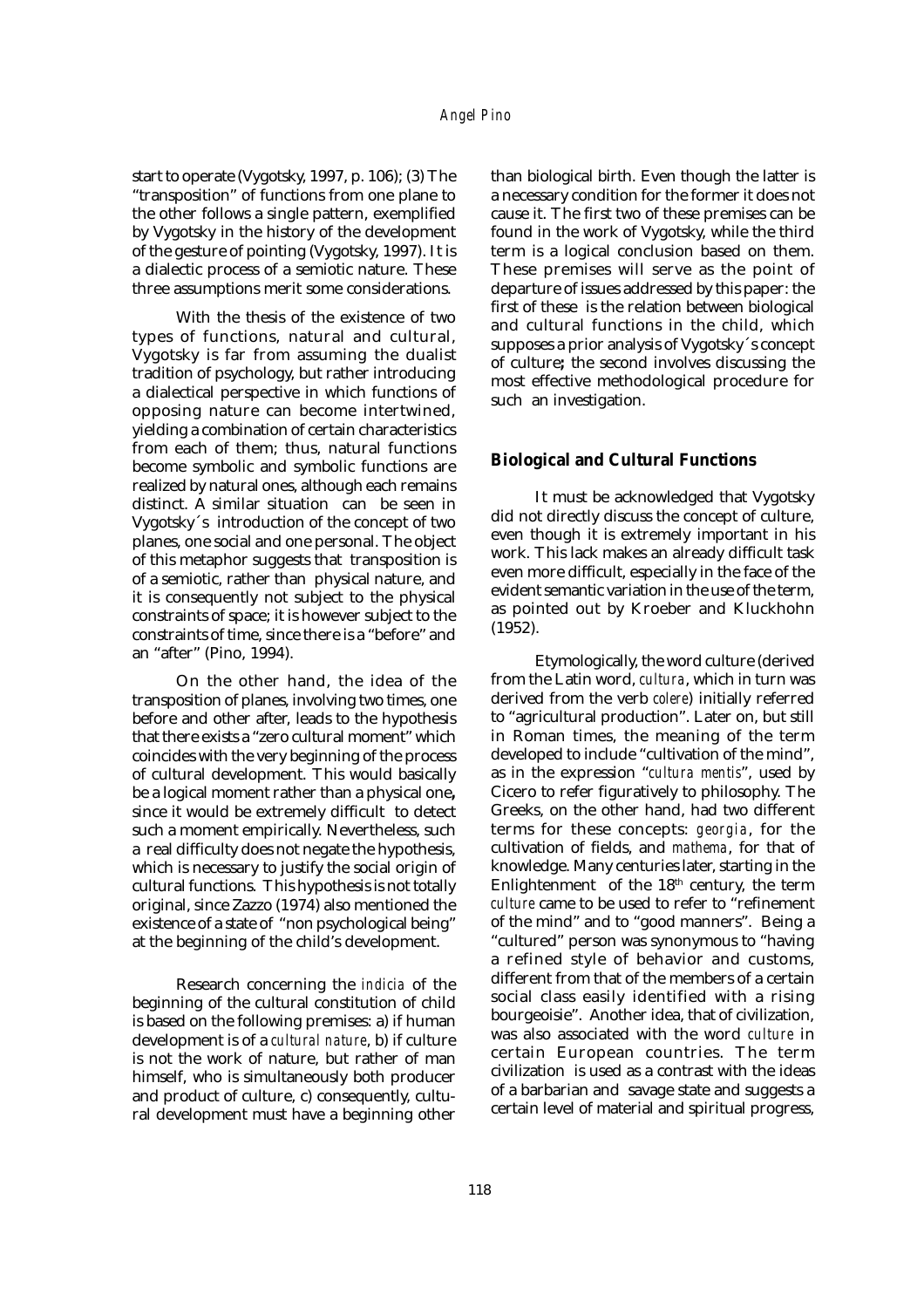start to operate (Vygotsky, 1997, p. 106); (3) The "transposition" of functions from one plane to the other follows a single pattern, exemplified by Vygotsky in the history of the development of the gesture of pointing (Vygotsky, 1997). It is a dialectic process of a semiotic nature. These three assumptions merit some considerations.

With the thesis of the existence of two types of functions, natural and cultural, Vygotsky is far from assuming the dualist tradition of psychology, but rather introducing a dialectical perspective in which functions of opposing nature can become intertwined, yielding a combination of certain characteristics from each of them; thus, natural functions become symbolic and symbolic functions are realized by natural ones, although each remains distinct. A similar situation can be seen in Vygotsky´s introduction of the concept of two planes, one social and one personal. The object of this metaphor suggests that transposition is of a semiotic, rather than physical nature, and it is consequently not subject to the physical constraints of space; it is however subject to the constraints of time, since there is a "before" and an "after" (Pino, 1994).

On the other hand, the idea of the transposition of planes, involving two times, one before and other after, leads to the hypothesis that there exists a "zero cultural moment" which coincides with the very beginning of the process of cultural development. This would basically be a logical moment rather than a physical one**,** since it would be extremely difficult to detect such a moment empirically. Nevertheless, such a real difficulty does not negate the hypothesis, which is necessary to justify the social origin of cultural functions. This hypothesis is not totally original, since Zazzo (1974) also mentioned the existence of a state of "non psychological being" at the beginning of the child's development.

Research concerning the *indicia* of the beginning of the cultural constitution of child is based on the following premises: a) if human development is of a *cultural nature*, b) if culture is not the work of nature, but rather of man himself, who is simultaneously both producer and product of culture, c) consequently, cultural development must have a beginning other than biological birth. Even though the latter is a necessary condition for the former it does not cause it. The first two of these premises can be found in the work of Vygotsky, while the third term is a logical conclusion based on them. These premises will serve as the point of departure of issues addressed by this paper: the first of these is the relation between biological and cultural functions in the child, which supposes a prior analysis of Vygotsky´s concept of culture**;** the second involves discussing the most effective methodological procedure for such an investigation.

## Biological and Cultural Functions

It must be acknowledged that Vygotsky did not directly discuss the concept of culture, even though it is extremely important in his work. This lack makes an already difficult task even more difficult, especially in the face of the evident semantic variation in the use of the term, as pointed out by Kroeber and Kluckhohn (1952).

Etymologically, the word culture (derived from the Latin word, *cultura*, which in turn was derived from the verb *colere*) initially referred to "agricultural production". Later on, but still in Roman times, the meaning of the term developed to include "cultivation of the mind", as in the expression "*cultura mentis*", used by Cicero to refer figuratively to philosophy. The Greeks, on the other hand, had two different terms for these concepts: *georgia*, for the cultivation of fields, and *mathema*, for that of knowledge. Many centuries later, starting in the Enlightenment of the 18th century, the term *culture* came to be used to refer to "refinement of the mind" and to "good manners". Being a "cultured" person was synonymous to "having a refined style of behavior and customs, different from that of the members of a certain social class easily identified with a rising bourgeoisie". Another idea, that of civilization, was also associated with the word *culture* in certain European countries. The term civilization is used as a contrast with the ideas of a barbarian and savage state and suggests a certain level of material and spiritual progress,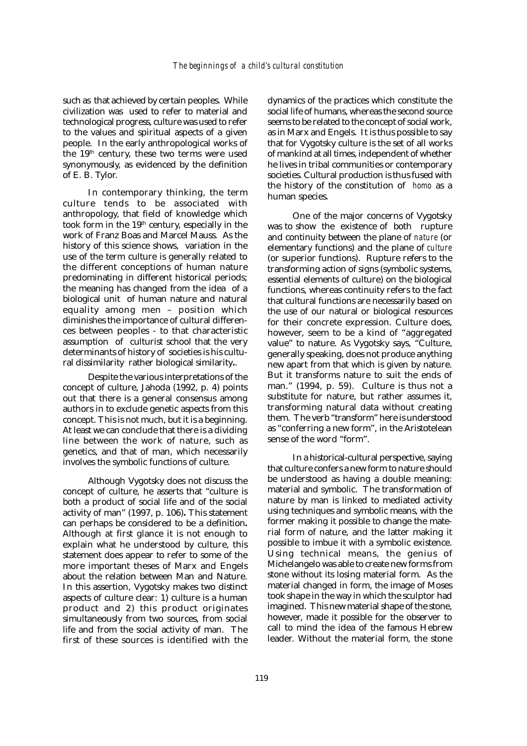such as that achieved by certain peoples. While civilization was used to refer to material and technological progress, culture was used to refer to the values and spiritual aspects of a given people. In the early anthropological works of the 19th century, these two terms were used synonymously, as evidenced by the definition of E. B. Tylor.

In contemporary thinking, the term culture tends to be associated with anthropology, that field of knowledge which took form in the 19th century, especially in the work of Franz Boas and Marcel Mauss. As the history of this science shows, variation in the use of the term culture is generally related to the different conceptions of human nature predominating in different historical periods; the meaning has changed from the idea of a biological unit of human nature and natural equality among men – position which diminishes the importance of cultural differences between peoples - to that characteristic assumption of culturist school that the very determinants of history of societies is his cultural dissimilarity rather biological similarity**.**.

Despite the various interpretations of the concept of culture, Jahoda (1992, p. 4) points out that there is a general consensus among authors in to exclude genetic aspects from this concept. This is not much, but it is a beginning. At least we can conclude that there is a dividing line between the work of nature, such as genetics, and that of man, which necessarily involves the symbolic functions of culture.

Although Vygotsky does not discuss the concept of culture, he asserts that "culture is both a product of social life and of the social activity of man" (1997, p. 106)**.** This statement can perhaps be considered to be a definition**.** Although at first glance it is not enough to explain what he understood by culture, this statement does appear to refer to some of the more important theses of Marx and Engels about the relation between Man and Nature. In this assertion, Vygotsky makes two distinct aspects of culture clear: 1) culture is a human product and 2) this product originates simultaneously from two sources, from social life and from the social activity of man. The first of these sources is identified with the dynamics of the practices which constitute the social life of humans, whereas the second source seems to be related to the concept of social work, as in Marx and Engels. It is thus possible to say that for Vygotsky culture is the set of all works of mankind at all times, independent of whether he lives in tribal communities or contemporary societies. Cultural production is thus fused with the history of the constitution of *homo* as a human species.

One of the major concerns of Vygotsky was to show the existence of both rupture and continuity between the plane of *nature* (or elementary functions) and the plane of *culture* (or superior functions). Rupture refers to the transforming action of signs (symbolic systems, essential elements of culture) on the biological functions, whereas continuity refers to the fact that cultural functions are necessarily based on the use of our natural or biological resources for their concrete expression. Culture does, however, seem to be a kind of "aggregated value" to nature. As Vygotsky says, "Culture, generally speaking, does not produce anything new apart from that which is given by nature. But it transforms nature to suit the ends of man." (1994, p. 59). Culture is thus not a substitute for nature, but rather assumes it, transforming natural data without creating them. The verb "transform" here is understood as "conferring a new form", in the Aristotelean sense of the word "form".

In a historical-cultural perspective, saying that culture confers a new form to nature should be understood as having a double meaning: material and symbolic. The transformation of nature by man is linked to mediated activity using techniques and symbolic means, with the former making it possible to change the material form of nature, and the latter making it possible to imbue it with a symbolic existence. Using technical means, the genius of Michelangelo was able to create new forms from stone without its losing material form. As the material changed in form, the image of Moses took shape in the way in which the sculptor had imagined. This new material shape of the stone, however, made it possible for the observer to call to mind the idea of the famous Hebrew leader. Without the material form, the stone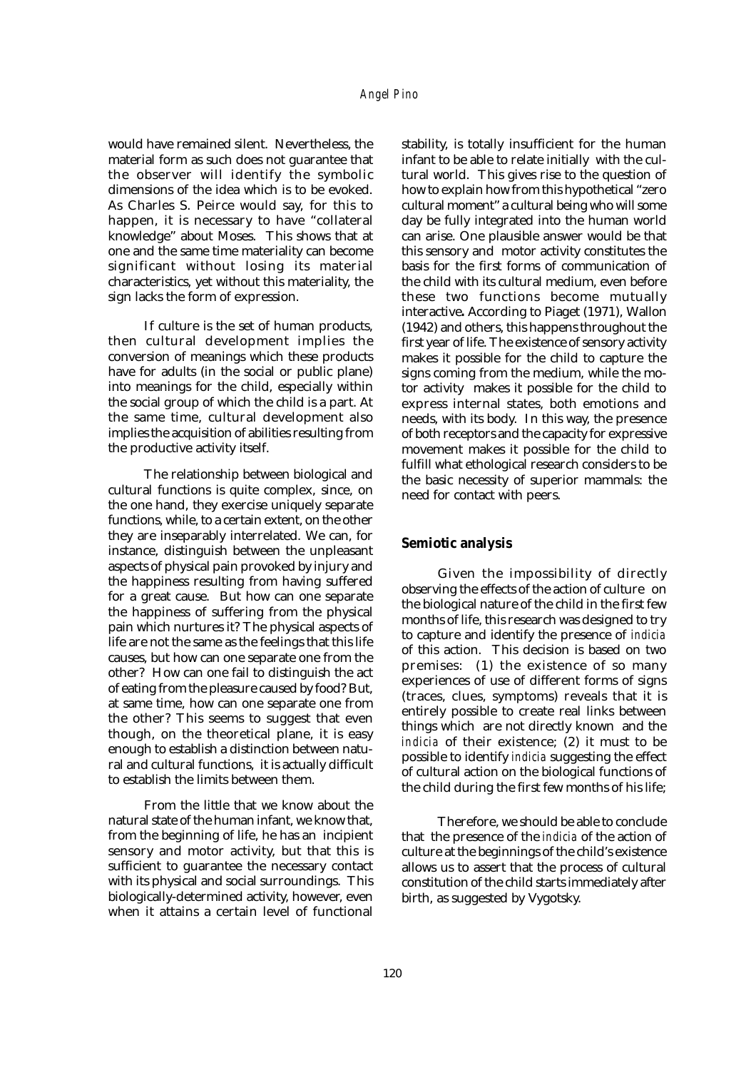would have remained silent. Nevertheless, the material form as such does not guarantee that the observer will identify the symbolic dimensions of the idea which is to be evoked. As Charles S. Peirce would say, for this to happen, it is necessary to have "collateral knowledge" about Moses. This shows that at one and the same time materiality can become significant without losing its material characteristics, yet without this materiality, the sign lacks the form of expression.

If culture is the set of human products, then cultural development implies the conversion of meanings which these products have for adults (in the social or public plane) into meanings for the child, especially within the social group of which the child is a part. At the same time, cultural development also implies the acquisition of abilities resulting from the productive activity itself.

The relationship between biological and cultural functions is quite complex, since, on the one hand, they exercise uniquely separate functions, while, to a certain extent, on the other they are inseparably interrelated. We can, for instance, distinguish between the unpleasant aspects of physical pain provoked by injury and the happiness resulting from having suffered for a great cause. But how can one separate the happiness of suffering from the physical pain which nurtures it? The physical aspects of life are not the same as the feelings that this life causes, but how can one separate one from the other? How can one fail to distinguish the act of eating from the pleasure caused by food? But, at same time, how can one separate one from the other? This seems to suggest that even though, on the theoretical plane, it is easy enough to establish a distinction between natural and cultural functions, it is actually difficult to establish the limits between them.

From the little that we know about the natural state of the human infant, we know that, from the beginning of life, he has an incipient sensory and motor activity, but that this is sufficient to guarantee the necessary contact with its physical and social surroundings. This biologically-determined activity, however, even when it attains a certain level of functional stability, is totally insufficient for the human infant to be able to relate initially with the cultural world. This gives rise to the question of how to explain how from this hypothetical "zero cultural moment" a cultural being who will some day be fully integrated into the human world can arise. One plausible answer would be that this sensory and motor activity constitutes the basis for the first forms of communication of the child with its cultural medium, even before these two functions become mutually interactive**.** According to Piaget (1971), Wallon (1942) and others, this happens throughout the first year of life. The existence of sensory activity makes it possible for the child to capture the signs coming from the medium, while the motor activity makes it possible for the child to express internal states, both emotions and needs, with its body. In this way, the presence of both receptors and the capacity for expressive movement makes it possible for the child to fulfill what ethological research considers to be the basic necessity of superior mammals: the need for contact with peers.

## Semiotic analysis

Given the impossibility of directly observing the effects of the action of culture on the biological nature of the child in the first few months of life, this research was designed to try to capture and identify the presence of *indicia* of this action. This decision is based on two premises: (1) the existence of so many experiences of use of different forms of signs (traces, clues, symptoms) reveals that it is entirely possible to create real links between things which are not directly known and the *indicia* of their existence; (2) it must to be possible to identify *indicia* suggesting the effect of cultural action on the biological functions of the child during the first few months of his life;

Therefore, we should be able to conclude that the presence of the *indicia* of the action of culture at the beginnings of the child's existence allows us to assert that the process of cultural constitution of the child starts immediately after birth, as suggested by Vygotsky.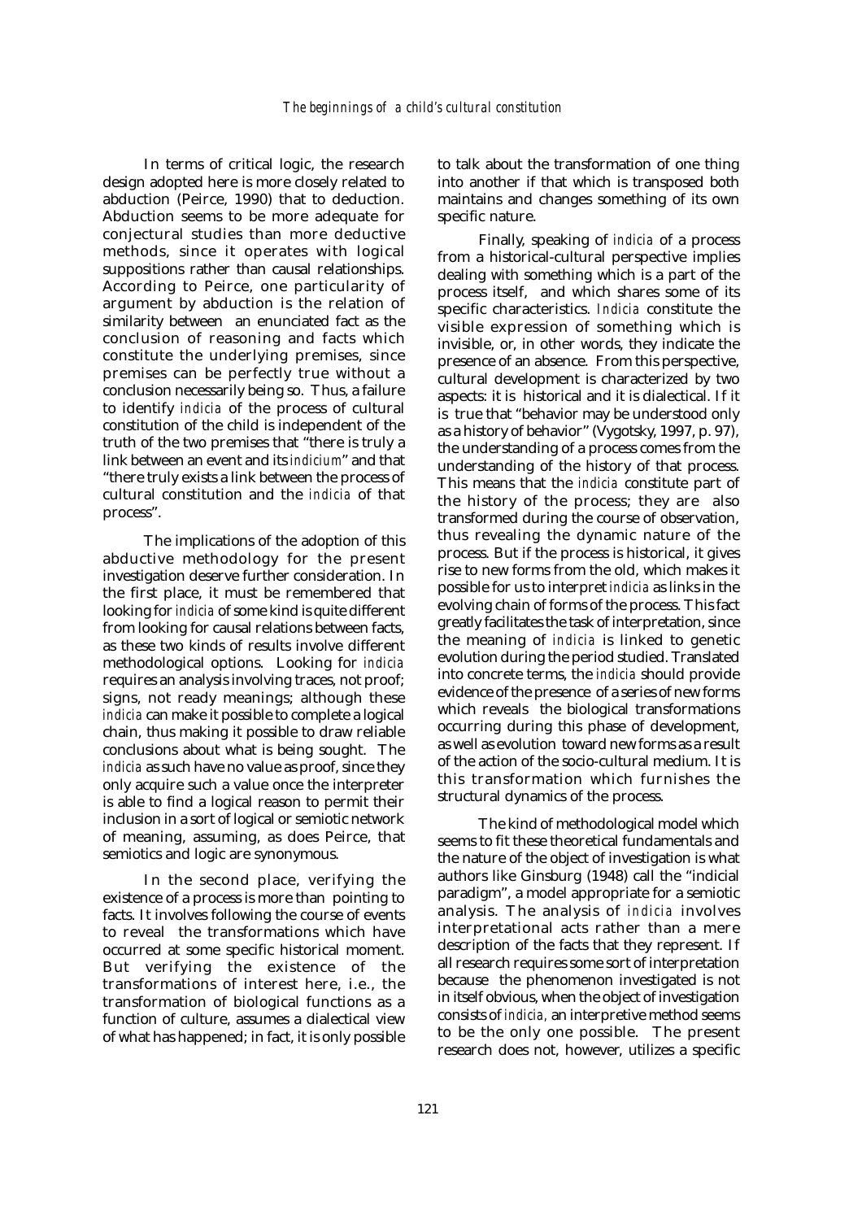In terms of critical logic, the research design adopted here is more closely related to abduction (Peirce, 1990) that to deduction. Abduction seems to be more adequate for conjectural studies than more deductive methods, since it operates with logical suppositions rather than causal relationships. According to Peirce, one particularity of argument by abduction is the relation of similarity between an enunciated fact as the conclusion of reasoning and facts which constitute the underlying premises, since premises can be perfectly true without a conclusion necessarily being so. Thus, a failure to identify *indicia* of the process of cultural constitution of the child is independent of the truth of the two premises that "there is truly a link between an event and its *indicium*" and that "there truly exists a link between the process of cultural constitution and the *indicia* of that process".

The implications of the adoption of this abductive methodology for the present investigation deserve further consideration. In the first place, it must be remembered that looking for *indicia* of some kind is quite different from looking for causal relations between facts, as these two kinds of results involve different methodological options. Looking for *indicia* requires an analysis involving traces, not proof; signs, not ready meanings; although these *indicia* can make it possible to complete a logical chain, thus making it possible to draw reliable conclusions about what is being sought. The *indicia* as such have no value as proof, since they only acquire such a value once the interpreter is able to find a logical reason to permit their inclusion in a sort of logical or semiotic network of meaning, assuming, as does Peirce, that semiotics and logic are synonymous.

In the second place, verifying the existence of a process is more than pointing to facts. It involves following the course of events to reveal the transformations which have occurred at some specific historical moment. But verifying the existence of the transformations of interest here, i.e., the transformation of biological functions as a function of culture, assumes a dialectical view of what has happened; in fact, it is only possible to talk about the transformation of one thing into another if that which is transposed both maintains and changes something of its own specific nature.

Finally, speaking of *indicia* of a process from a historical-cultural perspective implies dealing with something which is a part of the process itself, and which shares some of its specific characteristics. *Indicia* constitute the visible expression of something which is invisible, or, in other words, they indicate the presence of an absence. From this perspective, cultural development is characterized by two aspects: it is historical and it is dialectical. If it is true that "behavior may be understood only as a history of behavior" (Vygotsky, 1997, p. 97), the understanding of a process comes from the understanding of the history of that process. This means that the *indicia* constitute part of the history of the process; they are also transformed during the course of observation, thus revealing the dynamic nature of the process. But if the process is historical, it gives rise to new forms from the old, which makes it possible for us to interpret *indicia* as links in the evolving chain of forms of the process. This fact greatly facilitates the task of interpretation, since the meaning of *indicia* is linked to genetic evolution during the period studied. Translated into concrete terms, the *indicia* should provide evidence of the presence of a series of new forms which reveals the biological transformations occurring during this phase of development, as well as evolution toward new forms as a result of the action of the socio-cultural medium. It is this transformation which furnishes the structural dynamics of the process.

The kind of methodological model which seems to fit these theoretical fundamentals and the nature of the object of investigation is what authors like Ginsburg (1948) call the "indicial paradigm", a model appropriate for a semiotic analysis. The analysis of *indicia* involves interpretational acts rather than a mere description of the facts that they represent. If all research requires some sort of interpretation because the phenomenon investigated is not in itself obvious, when the object of investigation consists of *indicia*, an interpretive method seems to be the only one possible. The present research does not, however, utilizes a specific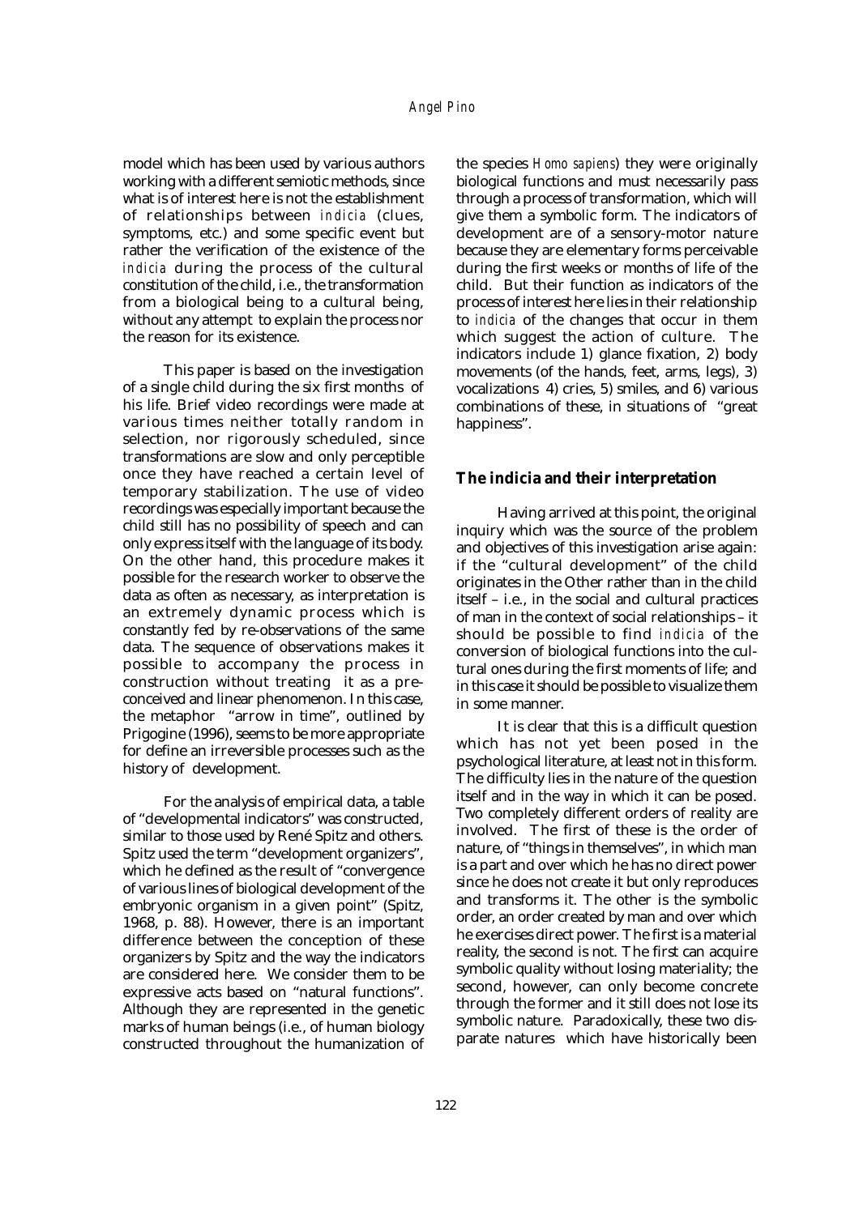model which has been used by various authors working with a different semiotic methods, since what is of interest here is not the establishment of relationships between *indicia* (clues, symptoms, etc.) and some specific event but rather the verification of the existence of the *indicia* during the process of the cultural constitution of the child, i.e., the transformation from a biological being to a cultural being, without any attempt to explain the process nor the reason for its existence.

This paper is based on the investigation of a single child during the six first months of his life. Brief video recordings were made at various times neither totally random in selection, nor rigorously scheduled, since transformations are slow and only perceptible once they have reached a certain level of temporary stabilization. The use of video recordings was especially important because the child still has no possibility of speech and can only express itself with the language of its body. On the other hand, this procedure makes it possible for the research worker to observe the data as often as necessary, as interpretation is an extremely dynamic process which is constantly fed by re-observations of the same data. The sequence of observations makes it possible to accompany the process in construction without treating it as a pre-conceived and linear phenomenon. In this case, the metaphor "arrow in time", outlined by Prigogine (1996), seems to be more appropriate for define an irreversible processes such as the history of development.

For the analysis of empirical data, a table of "developmental indicators" was constructed, similar to those used by René Spitz and others. Spitz used the term "development organizers", which he defined as the result of "convergence of various lines of biological development of the embryonic organism in a given point" (Spitz, 1968, p. 88). However, there is an important difference between the conception of these organizers by Spitz and the way the indicators are considered here. We consider them to be expressive acts based on "natural functions". Although they are represented in the genetic marks of human beings (i.e., of human biology constructed throughout the humanization of the species *Homo sapiens*) they were originally biological functions and must necessarily pass through a process of transformation, which will give them a symbolic form. The indicators of development are of a sensory-motor nature because they are elementary forms perceivable during the first weeks or months of life of the child. But their function as indicators of the process of interest here lies in their relationship to *indicia* of the changes that occur in them which suggest the action of culture. The indicators include 1) glance fixation, 2) body movements (of the hands, feet, arms, legs), 3) vocalizations 4) cries, 5) smiles, and 6) various combinations of these, in situations of "great happiness".

## The indicia and their interpretation

Having arrived at this point, the original inquiry which was the source of the problem and objectives of this investigation arise again: if the "cultural development" of the child originates in the Other rather than in the child itself – i.e., in the social and cultural practices of man in the context of social relationships – it should be possible to find *indicia* of the conversion of biological functions into the cultural ones during the first moments of life; and in this case it should be possible to visualize them in some manner.

It is clear that this is a difficult question which has not yet been posed in the psychological literature, at least not in this form. The difficulty lies in the nature of the question itself and in the way in which it can be posed. Two completely different orders of reality are involved. The first of these is the order of nature, of "things in themselves", in which man is a part and over which he has no direct power since he does not create it but only reproduces and transforms it. The other is the symbolic order, an order created by man and over which he exercises direct power. The first is a material reality, the second is not. The first can acquire symbolic quality without losing materiality; the second, however, can only become concrete through the former and it still does not lose its symbolic nature. Paradoxically, these two disparate natures which have historically been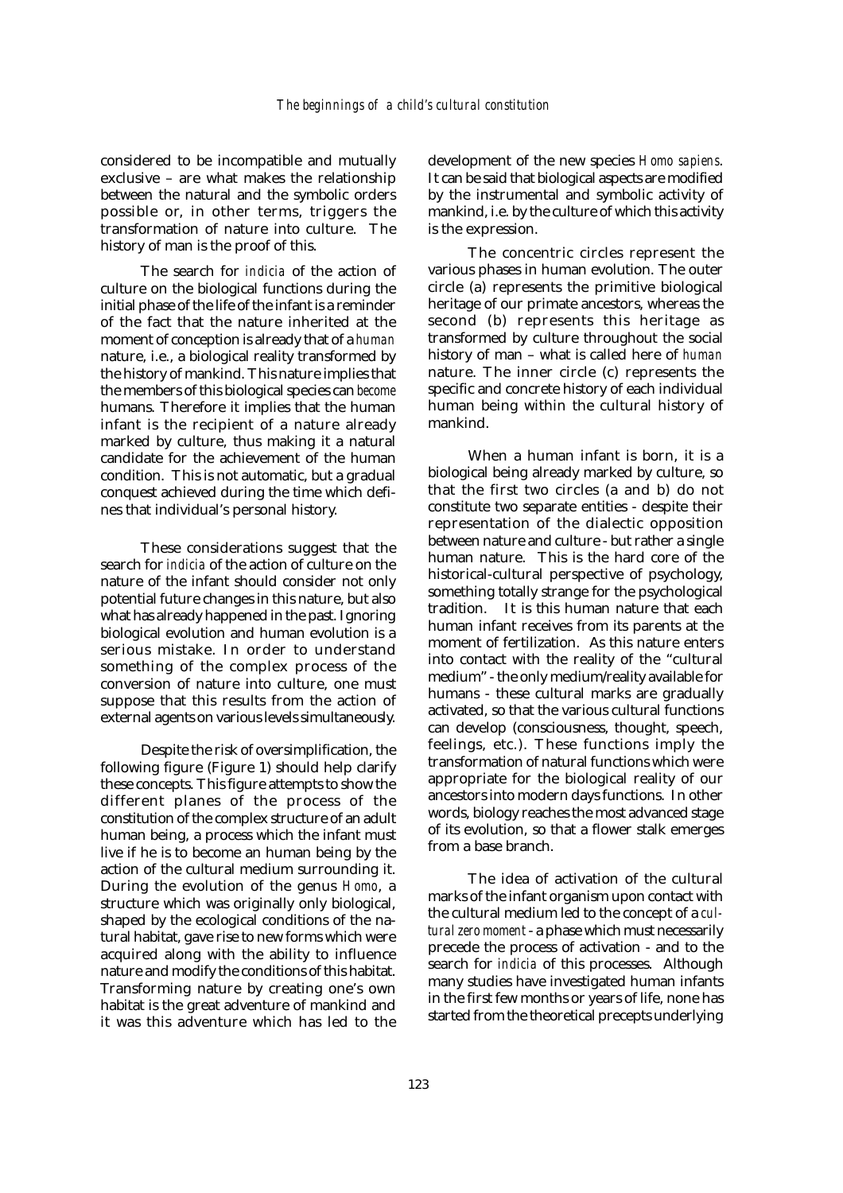considered to be incompatible and mutually exclusive – are what makes the relationship between the natural and the symbolic orders possible or, in other terms, triggers the transformation of nature into culture. The history of man is the proof of this.

The search for *indicia* of the action of culture on the biological functions during the initial phase of the life of the infant is a reminder of the fact that the nature inherited at the moment of conception is already that of a *human* nature, i.e., a biological reality transformed by the history of mankind. This nature implies that the members of this biological species can *become* humans. Therefore it implies that the human infant is the recipient of a nature already marked by culture, thus making it a natural candidate for the achievement of the human condition. This is not automatic, but a gradual conquest achieved during the time which defines that individual's personal history.

These considerations suggest that the search for *indicia* of the action of culture on the nature of the infant should consider not only potential future changes in this nature, but also what has already happened in the past. Ignoring biological evolution and human evolution is a serious mistake. In order to understand something of the complex process of the conversion of nature into culture, one must suppose that this results from the action of external agents on various levels simultaneously.

Despite the risk of oversimplification, the following figure (Figure 1) should help clarify these concepts. This figure attempts to show the different planes of the process of the constitution of the complex structure of an adult human being, a process which the infant must live if he is to become an human being by the action of the cultural medium surrounding it. During the evolution of the genus *Homo*, a structure which was originally only biological, shaped by the ecological conditions of the natural habitat, gave rise to new forms which were acquired along with the ability to influence nature and modify the conditions of this habitat. Transforming nature by creating one's own habitat is the great adventure of mankind and it was this adventure which has led to the development of the new species *Homo sapiens*. It can be said that biological aspects are modified by the instrumental and symbolic activity of mankind, i.e. by the culture of which this activity is the expression.

The concentric circles represent the various phases in human evolution. The outer circle (a) represents the primitive biological heritage of our primate ancestors, whereas the second (b) represents this heritage as transformed by culture throughout the social history of man – what is called here of *human* nature. The inner circle (c) represents the specific and concrete history of each individual human being within the cultural history of mankind.

When a human infant is born, it is a biological being already marked by culture, so that the first two circles (a and b) do not constitute two separate entities - despite their representation of the dialectic opposition between nature and culture - but rather a single human nature. This is the hard core of the historical-cultural perspective of psychology, something totally strange for the psychological tradition. It is this human nature that each human infant receives from its parents at the moment of fertilization. As this nature enters into contact with the reality of the "cultural medium" - the only medium/reality available for humans - these cultural marks are gradually activated, so that the various cultural functions can develop (consciousness, thought, speech, feelings, etc.). These functions imply the transformation of natural functions which were appropriate for the biological reality of our ancestors into modern days functions. In other words, biology reaches the most advanced stage of its evolution, so that a flower stalk emerges from a base branch.

The idea of activation of the cultural marks of the infant organism upon contact with the cultural medium led to the concept of a *cultural zero moment* - a phase which must necessarily precede the process of activation - and to the search for *indicia* of this processes. Although many studies have investigated human infants in the first few months or years of life, none has started from the theoretical precepts underlying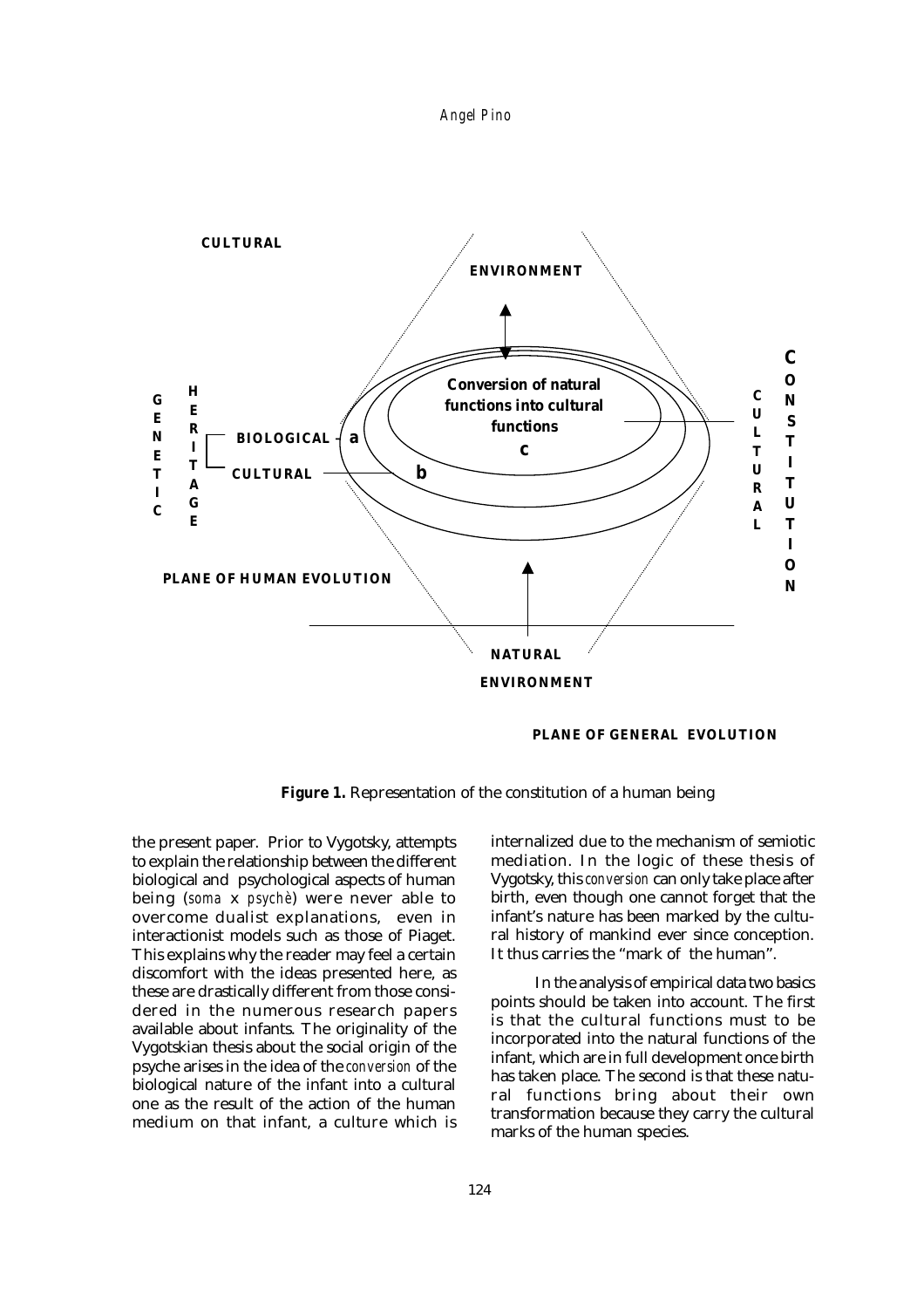**Figure 1.** Representation of the constitution of a human being

the present paper. Prior to Vygotsky, attempts to explain the relationship between the different biological and psychological aspects of human being (*soma* x *psychè*) were never able to overcome dualist explanations, even in interactionist models such as those of Piaget. This explains why the reader may feel a certain discomfort with the ideas presented here, as these are drastically different from those considered in the numerous research papers available about infants. The originality of the Vygotskian thesis about the social origin of the psyche arises in the idea of the *conversion* of the biological nature of the infant into a cultural one as the result of the action of the human medium on that infant, a culture which is internalized due to the mechanism of semiotic mediation. In the logic of these thesis of Vygotsky, this *conversion* can only take place after birth, even though one cannot forget that the infant's nature has been marked by the cultural history of mankind ever since conception. It thus carries the "mark of the human".

In the analysis of empirical data two basics points should be taken into account. The first is that the cultural functions must to be incorporated into the natural functions of the infant, which are in full development once birth has taken place. The second is that these natural functions bring about their own transformation because they carry the cultural marks of the human species.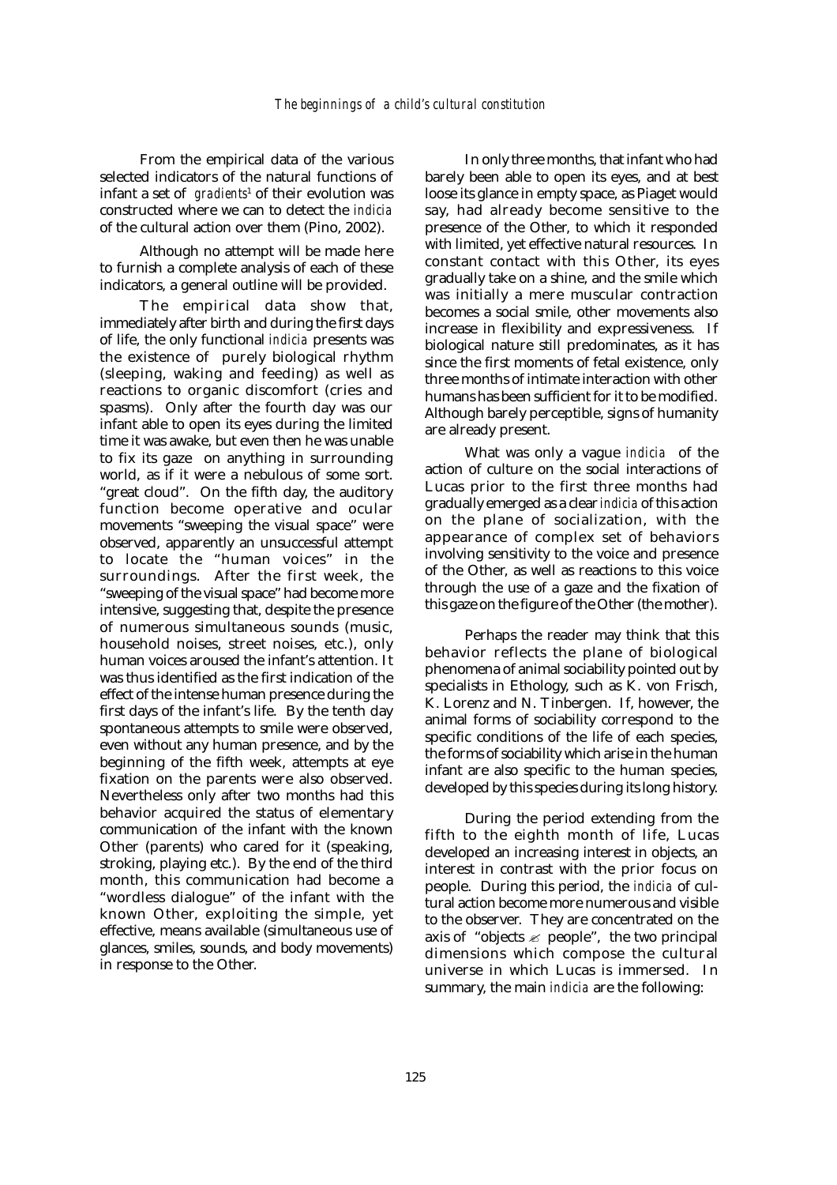From the empirical data of the various selected indicators of the natural functions of infant a set of *gradients*[1] of their evolution was constructed where we can to detect the *indicia* of the cultural action over them (Pino, 2002).

Although no attempt will be made here to furnish a complete analysis of each of these indicators, a general outline will be provided.

The empirical data show that, immediately after birth and during the first days of life, the only functional *indicia* presents was the existence of purely biological rhythm (sleeping, waking and feeding) as well as reactions to organic discomfort (cries and spasms). Only after the fourth day was our infant able to open its eyes during the limited time it was awake, but even then he was unable to fix its gaze on anything in surrounding world, as if it were a nebulous of some sort. "great cloud". On the fifth day, the auditory function become operative and ocular movements "sweeping the visual space" were observed, apparently an unsuccessful attempt to locate the "human voices" in the surroundings. After the first week, the "sweeping of the visual space" had become more intensive, suggesting that, despite the presence of numerous simultaneous sounds (music, household noises, street noises, etc.), only human voices aroused the infant's attention. It was thus identified as the first indication of the effect of the intense human presence during the first days of the infant's life. By the tenth day spontaneous attempts to smile were observed, even without any human presence, and by the beginning of the fifth week, attempts at eye fixation on the parents were also observed. Nevertheless only after two months had this behavior acquired the status of elementary communication of the infant with the known Other (parents) who cared for it (speaking, stroking, playing etc.). By the end of the third month, this communication had become a "wordless dialogue" of the infant with the known Other, exploiting the simple, yet effective, means available (simultaneous use of glances, smiles, sounds, and body movements) in response to the Other.

In only three months, that infant who had barely been able to open its eyes, and at best loose its glance in empty space, as Piaget would say, had already become sensitive to the presence of the Other, to which it responded with limited, yet effective natural resources. In constant contact with this Other, its eyes gradually take on a shine, and the smile which was initially a mere muscular contraction becomes a social smile, other movements also increase in flexibility and expressiveness. If biological nature still predominates, as it has since the first moments of fetal existence, only three months of intimate interaction with other humans has been sufficient for it to be modified. Although barely perceptible, signs of humanity are already present.

What was only a vague *indicia* of the action of culture on the social interactions of Lucas prior to the first three months had gradually emerged as a clear *indicia* of this action on the plane of socialization, with the appearance of complex set of behaviors involving sensitivity to the voice and presence of the Other, as well as reactions to this voice through the use of a gaze and the fixation of this gaze on the figure of the Other (the mother).

Perhaps the reader may think that this behavior reflects the plane of biological phenomena of animal sociability pointed out by specialists in Ethology, such as K. von Frisch, K. Lorenz and N. Tinbergen. If, however, the animal forms of sociability correspond to the specific conditions of the life of each species, the forms of sociability which arise in the human infant are also specific to the human species, developed by this species during its long history.

During the period extending from the fifth to the eighth month of life, Lucas developed an increasing interest in objects, an interest in contrast with the prior focus on people. During this period, the *indicia* of cultural action become more numerous and visible to the observer. They are concentrated on the axis of "objects ↔ people", the two principal dimensions which compose the cultural universe in which Lucas is immersed. In summary, the main *indicia* are the following: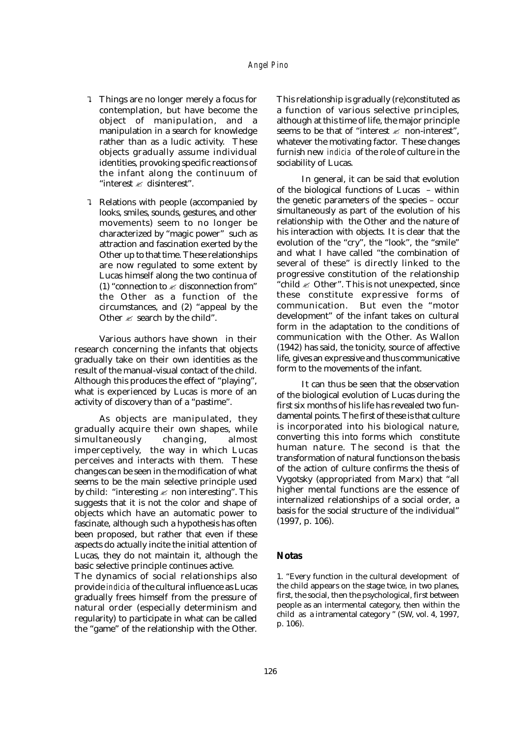- Things are no longer merely a focus for contemplation, but have become the object of manipulation, and a manipulation in a search for knowledge rather than as a ludic activity. These objects gradually assume individual identities, provoking specific reactions of the infant along the continuum of "interest ✍ disinterest".
- Relations with people (accompanied by looks, smiles, sounds, gestures, and other movements) seem to no longer be characterized by "magic power" such as attraction and fascination exerted by the Other up to that time. These relationships are now regulated to some extent by Lucas himself along the two continua of (1) "connection to ✍ disconnection from" the Other as a function of the circumstances, and (2) "appeal by the Other ✍ search by the child".

Various authors have shown in their research concerning the infants that objects gradually take on their own identities as the result of the manual-visual contact of the child. Although this produces the effect of "playing", what is experienced by Lucas is more of an activity of discovery than of a "pastime".

As objects are manipulated, they gradually acquire their own shapes, while simultaneously changing, almost imperceptively, the way in which Lucas perceives and interacts with them. These changes can be seen in the modification of what seems to be the main selective principle used by child: "interesting ✍ non interesting". This suggests that it is not the color and shape of objects which have an automatic power to fascinate, although such a hypothesis has often been proposed, but rather that even if these aspects do actually incite the initial attention of Lucas, they do not maintain it, although the basic selective principle continues active.

The dynamics of social relationships also provide *indicia* of the cultural influence as Lucas gradually frees himself from the pressure of natural order (especially determinism and regularity) to participate in what can be called the "game" of the relationship with the Other. This relationship is gradually (re)constituted as a function of various selective principles, although at this time of life, the major principle seems to be that of "interest ✍ non-interest", whatever the motivating factor. These changes furnish new *indicia* of the role of culture in the sociability of Lucas.

In general, it can be said that evolution of the biological functions of Lucas – within the genetic parameters of the species – occur simultaneously as part of the evolution of his relationship with the Other and the nature of his interaction with objects. It is clear that the evolution of the "cry", the "look", the "smile" and what I have called "the combination of several of these" is directly linked to the progressive constitution of the relationship "child ✍ Other". This is not unexpected, since these constitute expressive forms of communication. But even the "motor development" of the infant takes on cultural form in the adaptation to the conditions of communication with the Other. As Wallon (1942) has said, the tonicity, source of affective life, gives an expressive and thus communicative form to the movements of the infant.

It can thus be seen that the observation of the biological evolution of Lucas during the first six months of his life has revealed two fundamental points. The first of these is that culture is incorporated into his biological nature, converting this into forms which constitute human nature. The second is that the transformation of natural functions on the basis of the action of culture confirms the thesis of Vygotsky (appropriated from Marx) that "all higher mental functions are the essence of internalized relationships of a social order, a basis for the social structure of the individual" (1997, p. 106).

## Notas

1. "Every function in the cultural development of the child appears on the stage twice, in two planes, first, the social, then the psychological, first between people as an intermental category, then within the child as a intramental category " (SW, vol. 4, 1997, p. 106).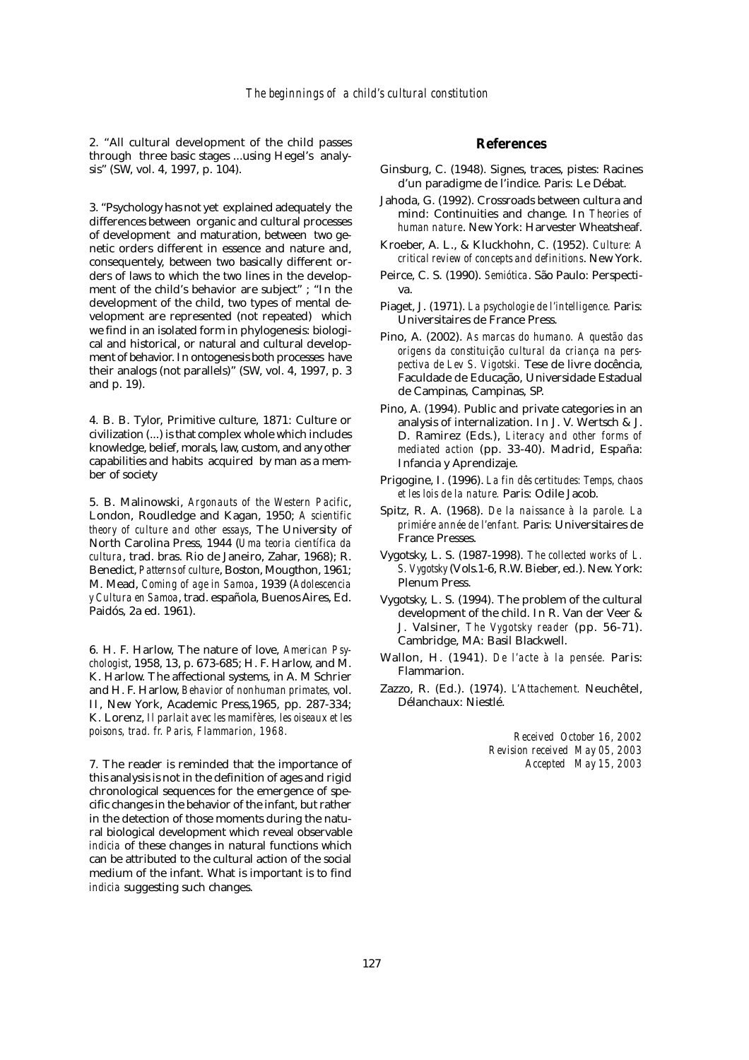2. "All cultural development of the child passes through three basic stages ...using Hegel's analysis" (SW, vol. 4, 1997, p. 104).

3. "Psychology has not yet explained adequately the differences between organic and cultural processes of development and maturation, between two genetic orders different in essence and nature and, consequently, between two basically different orders of laws to which the two lines in the development of the child's behavior are subject" ; "In the development of the child, two types of mental development are represented (not repeated) which we find in an isolated form in phylogenesis: biological and historical, or natural and cultural development of behavior. In ontogenesis both processes have their analogs (not parallels)" (SW, vol. 4, 1997, p. 3 and p. 19).

4. B. B. Tylor, Primitive culture, 1871: Culture or civilization (...) is that complex whole which includes knowledge, belief, morals, law, custom, and any other capabilities and habits acquired by man as a member of society

5. B. Malinowski, *Argonauts of the Western Pacific*, London, Roudledge and Kagan, 1950; *A scientific theory of culture and other essays*, The University of North Carolina Press, 1944 (*Uma teoria científica da cultura*, trad. bras. Rio de Janeiro, Zahar, 1968); R. Benedict, *Patterns of culture*, Boston, Mougthon, 1961; M. Mead, *Coming of age in Samoa*, 1939 (*Adolescencia y Cultura en Samoa*, trad. española, Buenos Aires, Ed. Paidós, 2a ed. 1961).

6. H. F. Harlow, The nature of love, *American Psychologist*, 1958, 13, p. 673-685; H. F. Harlow, and M. K. Harlow. The affectional systems, in A. M Schrier and H. F. Harlow, *Behavior of nonhuman primates*, vol. II, New York, Academic Press,1965, pp. 287-334; K. Lorenz, *Il parlait avec les mamifères, les oiseaux et les poisons, trad. fr. Paris, Flammarion, 1968.*

7. The reader is reminded that the importance of this analysis is not in the definition of ages and rigid chronological sequences for the emergence of specific changes in the behavior of the infant, but rather in the detection of those moments during the natural biological development which reveal observable *indicia* of these changes in natural functions which can be attributed to the cultural action of the social medium of the infant. What is important is to find *indicia* suggesting such changes.

## References

Ginsburg, C. (1948). Signes, traces, pistes: Racines d'un paradigme de l'indice. Paris: Le Débat.

Jahoda, G. (1992). Crossroads between cultura and mind: Continuities and change. In *Theories of human nature*. New York: Harvester Wheatsheaf.

Kroeber, A. L., & Kluckhohn, C. (1952). *Culture: A critical review of concepts and definitions*. New York.

Peirce, C. S. (1990). *Semiótica*. São Paulo: Perspectiva.

Piaget, J. (1971). *La psychologie de l'intelligence.* Paris: Universitaires de France Press.

Pino, A. (2002). *As marcas do humano. A questão das origens da constituição cultural da criança na perspectiva de Lev S. Vigotski.* Tese de livre docência, Faculdade de Educação, Universidade Estadual de Campinas, Campinas, SP.

Pino, A. (1994). Public and private categories in an analysis of internalization. In J. V. Wertsch & J. D. Ramirez (Eds.), *Literacy and other forms of mediated action* (pp. 33-40). Madrid, España: Infancia y Aprendizaje.

Prigogine, I. (1996). *La fin dês certitudes: Temps, chaos et les lois de la nature.* Paris: Odile Jacob.

Spitz, R. A. (1968). *De la naissance à la parole. La primiére année de l'enfant.* Paris: Universitaires de France Presses.

Vygotsky, L. S. (1987-1998). *The collected works of L. S. Vygotsky* (Vols.1-6, R.W. Bieber, ed.). New. York: Plenum Press.

Vygotsky, L. S. (1994). The problem of the cultural development of the child. In R. Van der Veer & J. Valsiner, *The Vygotsky reader* (pp. 56-71). Cambridge, MA: Basil Blackwell.

Wallon, H. (1941). *De l'acte à la pensée.* Paris: Flammarion.

Zazzo, R. (Ed.). (1974). *L'Attachement.* Neuchêtel, Délanchaux: Niestlé.

*Received October 16, 2002*
*Revision received May 05, 2003*
*Accepted May 15, 2003*